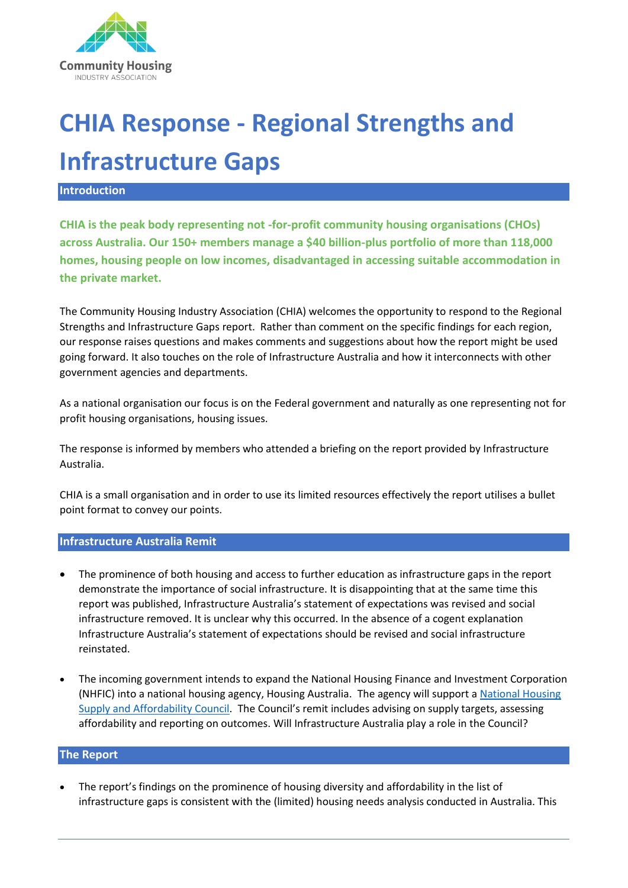Community Housing
INDUSTRY ASSOCIATION

# CHIA Response - Regional Strengths and Infrastructure Gaps

## Introduction

**CHIA is the peak body representing not -for-profit community housing organisations (CHOs) across Australia. Our 150+ members manage a $40 billion-plus portfolio of more than 118,000 homes, housing people on low incomes, disadvantaged in accessing suitable accommodation in the private market.**

The Community Housing Industry Association (CHIA) welcomes the opportunity to respond to the Regional Strengths and Infrastructure Gaps report. Rather than comment on the specific findings for each region, our response raises questions and makes comments and suggestions about how the report might be used going forward. It also touches on the role of Infrastructure Australia and how it interconnects with other government agencies and departments.

As a national organisation our focus is on the Federal government and naturally as one representing not for profit housing organisations, housing issues.

The response is informed by members who attended a briefing on the report provided by Infrastructure Australia.

CHIA is a small organisation and in order to use its limited resources effectively the report utilises a bullet point format to convey our points.

## Infrastructure Australia Remit

- The prominence of both housing and access to further education as infrastructure gaps in the report demonstrate the importance of social infrastructure. It is disappointing that at the same time this report was published, Infrastructure Australia's statement of expectations was revised and social infrastructure removed. It is unclear why this occurred. In the absence of a cogent explanation Infrastructure Australia's statement of expectations should be revised and social infrastructure reinstated.

- The incoming government intends to expand the National Housing Finance and Investment Corporation (NHFIC) into a national housing agency, Housing Australia. The agency will support a National Housing Supply and Affordability Council. The Council's remit includes advising on supply targets, assessing affordability and reporting on outcomes. Will Infrastructure Australia play a role in the Council?

## The Report

- The report's findings on the prominence of housing diversity and affordability in the list of infrastructure gaps is consistent with the (limited) housing needs analysis conducted in Australia. This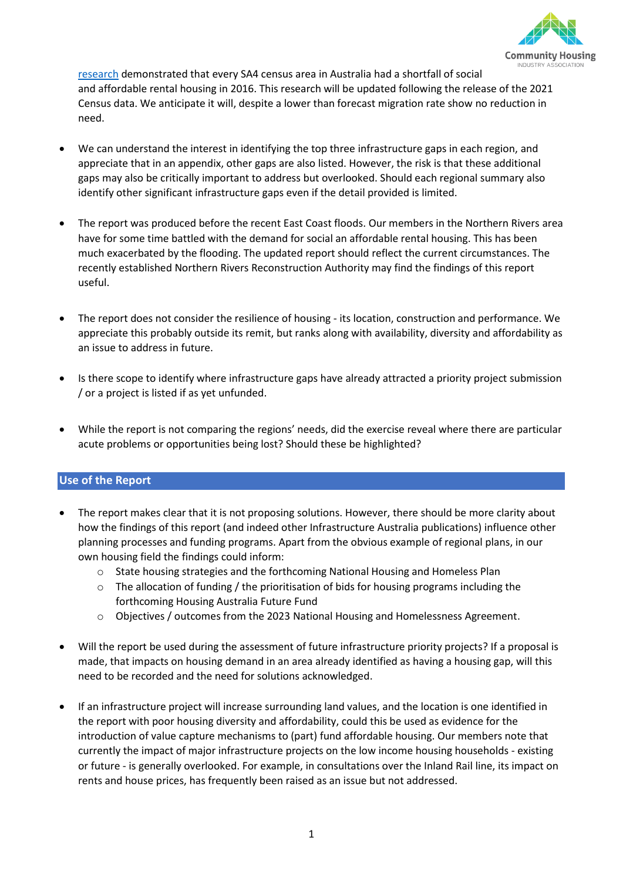research demonstrated that every SA4 census area in Australia had a shortfall of social and affordable rental housing in 2016. This research will be updated following the release of the 2021 Census data. We anticipate it will, despite a lower than forecast migration rate show no reduction in need.

- We can understand the interest in identifying the top three infrastructure gaps in each region, and appreciate that in an appendix, other gaps are also listed. However, the risk is that these additional gaps may also be critically important to address but overlooked. Should each regional summary also identify other significant infrastructure gaps even if the detail provided is limited.

- The report was produced before the recent East Coast floods. Our members in the Northern Rivers area have for some time battled with the demand for social an affordable rental housing. This has been much exacerbated by the flooding. The updated report should reflect the current circumstances. The recently established Northern Rivers Reconstruction Authority may find the findings of this report useful.

- The report does not consider the resilience of housing - its location, construction and performance. We appreciate this probably outside its remit, but ranks along with availability, diversity and affordability as an issue to address in future.

- Is there scope to identify where infrastructure gaps have already attracted a priority project submission / or a project is listed if as yet unfunded.

- While the report is not comparing the regions' needs, did the exercise reveal where there are particular acute problems or opportunities being lost? Should these be highlighted?

## Use of the Report

- The report makes clear that it is not proposing solutions. However, there should be more clarity about how the findings of this report (and indeed other Infrastructure Australia publications) influence other planning processes and funding programs. Apart from the obvious example of regional plans, in our own housing field the findings could inform:
    - State housing strategies and the forthcoming National Housing and Homeless Plan
    - The allocation of funding / the prioritisation of bids for housing programs including the forthcoming Housing Australia Future Fund
    - Objectives / outcomes from the 2023 National Housing and Homelessness Agreement.

- Will the report be used during the assessment of future infrastructure priority projects? If a proposal is made, that impacts on housing demand in an area already identified as having a housing gap, will this need to be recorded and the need for solutions acknowledged.

- If an infrastructure project will increase surrounding land values, and the location is one identified in the report with poor housing diversity and affordability, could this be used as evidence for the introduction of value capture mechanisms to (part) fund affordable housing. Our members note that currently the impact of major infrastructure projects on the low income housing households - existing or future - is generally overlooked. For example, in consultations over the Inland Rail line, its impact on rents and house prices, has frequently been raised as an issue but not addressed.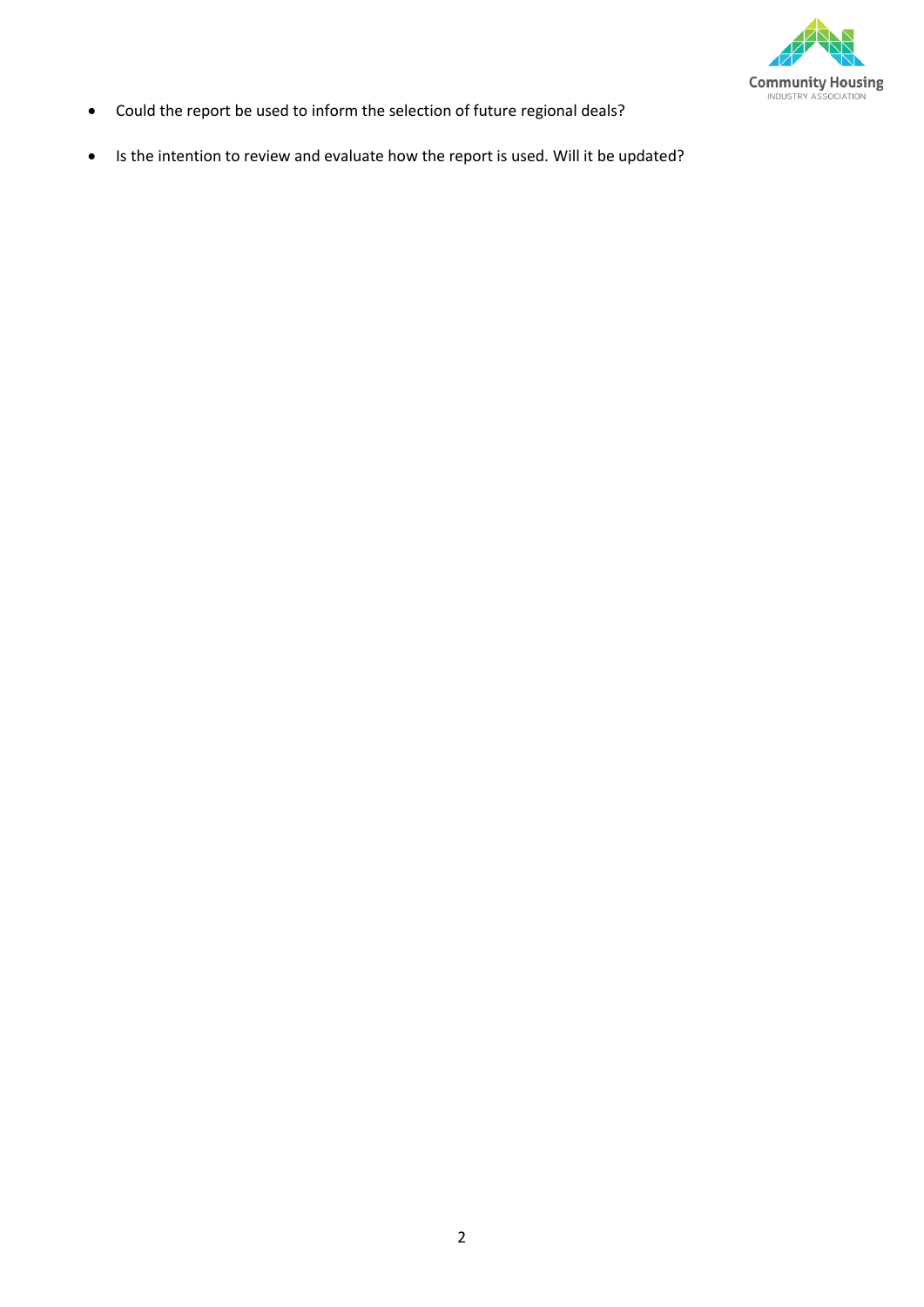- Could the report be used to inform the selection of future regional deals?
- Is the intention to review and evaluate how the report is used. Will it be updated?